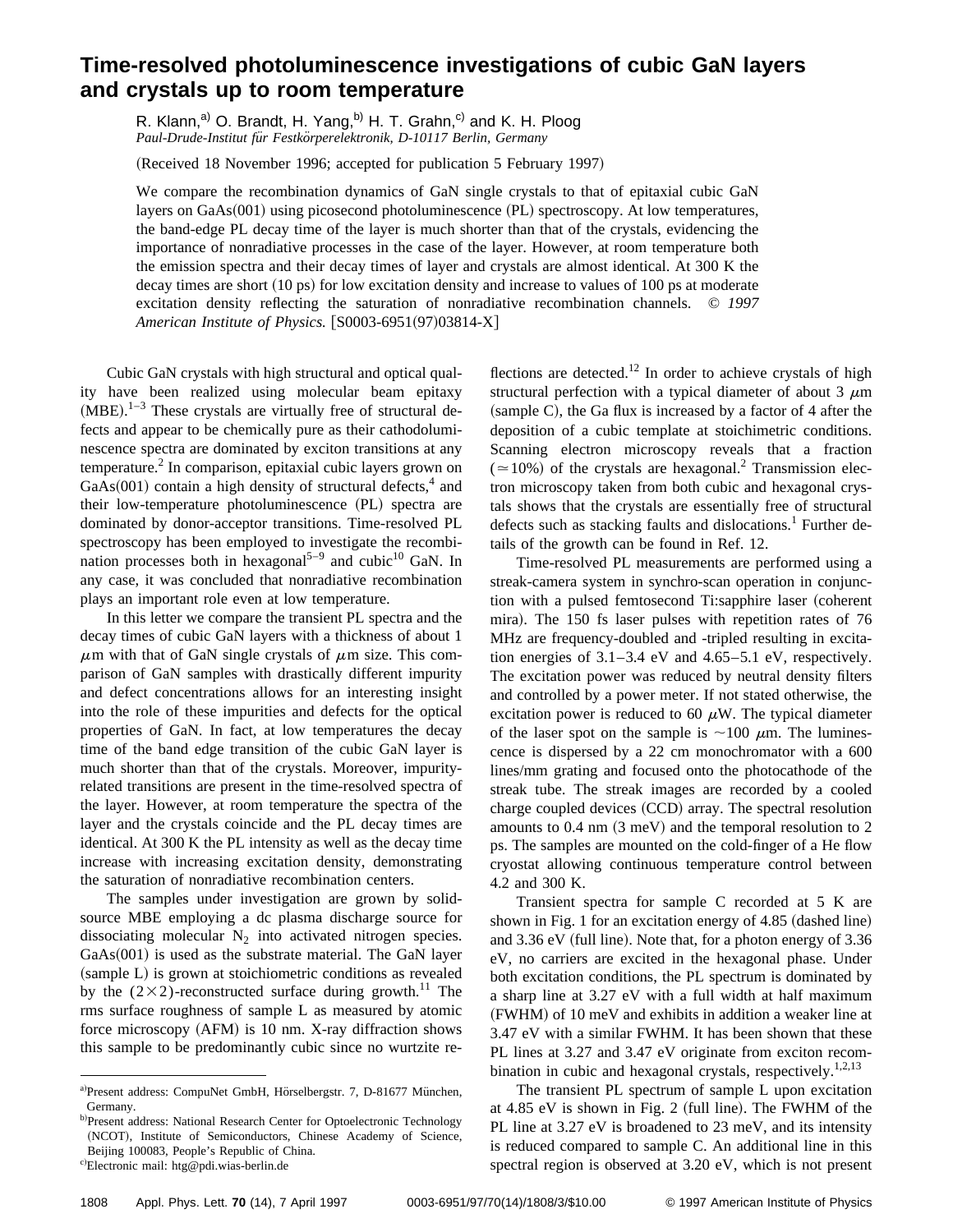# Time-resolved photoluminescence investigations of cubic GaN layers and crystals up to room temperature

R. Klann,[a] O. Brandt, H. Yang,[b] H. T. Grahn,[c] and K. H. Ploog

*Paul-Drude-Institut für Festkörperelektronik, D-10117 Berlin, Germany*

(Received 18 November 1996; accepted for publication 5 February 1997)

We compare the recombination dynamics of GaN single crystals to that of epitaxial cubic GaN layers on GaAs(001) using picosecond photoluminescence (PL) spectroscopy. At low temperatures, the band-edge PL decay time of the layer is much shorter than that of the crystals, evidencing the importance of nonradiative processes in the case of the layer. However, at room temperature both the emission spectra and their decay times of layer and crystals are almost identical. At 300 K the decay times are short (10 ps) for low excitation density and increase to values of 100 ps at moderate excitation density reflecting the saturation of nonradiative recombination channels. © *1997 American Institute of Physics.* [S0003-6951(97)03814-X]

Cubic GaN crystals with high structural and optical quality have been realized using molecular beam epitaxy (MBE).[1–3] These crystals are virtually free of structural defects and appear to be chemically pure as their cathodoluminescence spectra are dominated by exciton transitions at any temperature.[2] In comparison, epitaxial cubic layers grown on GaAs(001) contain a high density of structural defects,[4] and their low-temperature photoluminescence (PL) spectra are dominated by donor-acceptor transitions. Time-resolved PL spectroscopy has been employed to investigate the recombination processes both in hexagonal[5–9] and cubic[10] GaN. In any case, it was concluded that nonradiative recombination plays an important role even at low temperature.

In this letter we compare the transient PL spectra and the decay times of cubic GaN layers with a thickness of about 1 $\mu$m with that of GaN single crystals of $\mu$m size. This comparison of GaN samples with drastically different impurity and defect concentrations allows for an interesting insight into the role of these impurities and defects for the optical properties of GaN. In fact, at low temperatures the decay time of the band edge transition of the cubic GaN layer is much shorter than that of the crystals. Moreover, impurity-related transitions are present in the time-resolved spectra of the layer. However, at room temperature the spectra of the layer and the crystals coincide and the PL decay times are identical. At 300 K the PL intensity as well as the decay time increase with increasing excitation density, demonstrating the saturation of nonradiative recombination centers.

The samples under investigation are grown by solid-source MBE employing a dc plasma discharge source for dissociating molecular $N_2$ into activated nitrogen species. GaAs(001) is used as the substrate material. The GaN layer (sample L) is grown at stoichiometric conditions as revealed by the $(2\times 2)$-reconstructed surface during growth.[11] The rms surface roughness of sample L as measured by atomic force microscopy (AFM) is 10 nm. X-ray diffraction shows this sample to be predominantly cubic since no wurtzite reflections are detected.[12] In order to achieve crystals of high structural perfection with a typical diameter of about 3 $\mu$m (sample C), the Ga flux is increased by a factor of 4 after the deposition of a cubic template at stoichimetric conditions. Scanning electron microscopy reveals that a fraction ($\simeq$10%) of the crystals are hexagonal.[2] Transmission electron microscopy taken from both cubic and hexagonal crystals shows that the crystals are essentially free of structural defects such as stacking faults and dislocations.[1] Further details of the growth can be found in Ref. 12.

Time-resolved PL measurements are performed using a streak-camera system in synchro-scan operation in conjunction with a pulsed femtosecond Ti:sapphire laser (coherent mira). The 150 fs laser pulses with repetition rates of 76 MHz are frequency-doubled and -tripled resulting in excitation energies of 3.1–3.4 eV and 4.65–5.1 eV, respectively. The excitation power was reduced by neutral density filters and controlled by a power meter. If not stated otherwise, the excitation power is reduced to 60 $\mu$W. The typical diameter of the laser spot on the sample is ~100 $\mu$m. The luminescence is dispersed by a 22 cm monochromator with a 600 lines/mm grating and focused onto the photocathode of the streak tube. The streak images are recorded by a cooled charge coupled devices (CCD) array. The spectral resolution amounts to 0.4 nm (3 meV) and the temporal resolution to 2 ps. The samples are mounted on the cold-finger of a He flow cryostat allowing continuous temperature control between 4.2 and 300 K.

Transient spectra for sample C recorded at 5 K are shown in Fig. 1 for an excitation energy of 4.85 (dashed line) and 3.36 eV (full line). Note that, for a photon energy of 3.36 eV, no carriers are excited in the hexagonal phase. Under both excitation conditions, the PL spectrum is dominated by a sharp line at 3.27 eV with a full width at half maximum (FWHM) of 10 meV and exhibits in addition a weaker line at 3.47 eV with a similar FWHM. It has been shown that these PL lines at 3.27 and 3.47 eV originate from exciton recombination in cubic and hexagonal crystals, respectively.[1,2,13]

The transient PL spectrum of sample L upon excitation at 4.85 eV is shown in Fig. 2 (full line). The FWHM of the PL line at 3.27 eV is broadened to 23 meV, and its intensity is reduced compared to sample C. An additional line in this spectral region is observed at 3.20 eV, which is not present

---

[a] Present address: CompuNet GmbH, Hörselbergstr. 7, D-81677 München, Germany.

[b] Present address: National Research Center for Optoelectronic Technology (NCOT), Institute of Semiconductors, Chinese Academy of Science, Beijing 100083, People's Republic of China.

[c] Electronic mail: htg@pdi.wias-berlin.de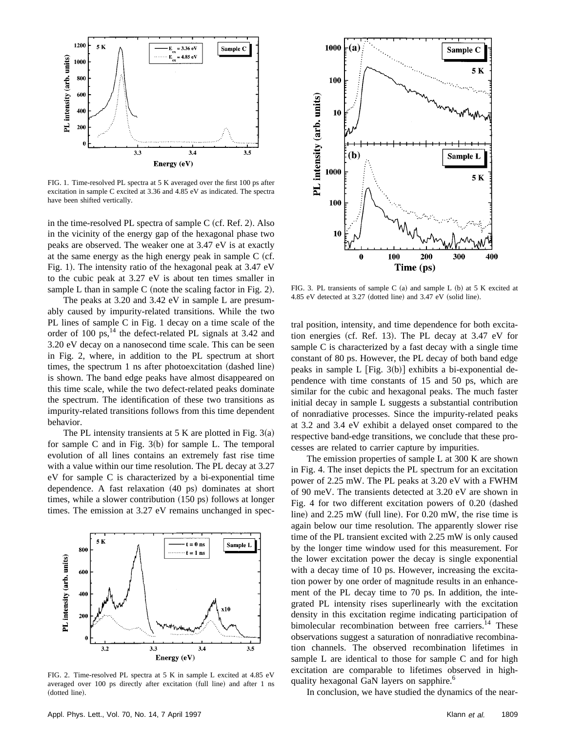FIG. 1. Time-resolved PL spectra at 5 K averaged over the first 100 ps after excitation in sample C excited at 3.36 and 4.85 eV as indicated. The spectra have been shifted vertically.

in the time-resolved PL spectra of sample C (cf. Ref. 2). Also in the vicinity of the energy gap of the hexagonal phase two peaks are observed. The weaker one at 3.47 eV is at exactly at the same energy as the high energy peak in sample C (cf. Fig. 1). The intensity ratio of the hexagonal peak at 3.47 eV to the cubic peak at 3.27 eV is about ten times smaller in sample L than in sample C (note the scaling factor in Fig. 2).

The peaks at 3.20 and 3.42 eV in sample L are presumably caused by impurity-related transitions. While the two PL lines of sample C in Fig. 1 decay on a time scale of the order of 100 ps,[14] the defect-related PL signals at 3.42 and 3.20 eV decay on a nanosecond time scale. This can be seen in Fig. 2, where, in addition to the PL spectrum at short times, the spectrum 1 ns after photoexcitation (dashed line) is shown. The band edge peaks have almost disappeared on this time scale, while the two defect-related peaks dominate the spectrum. The identification of these two transitions as impurity-related transitions follows from this time dependent behavior.

The PL intensity transients at 5 K are plotted in Fig. 3(a) for sample C and in Fig. 3(b) for sample L. The temporal evolution of all lines contains an extremely fast rise time with a value within our time resolution. The PL decay at 3.27 eV for sample C is characterized by a bi-exponential time dependence. A fast relaxation (40 ps) dominates at short times, while a slower contribution (150 ps) follows at longer times. The emission at 3.27 eV remains unchanged in spectral position, intensity, and time dependence for both excitation energies (cf. Ref. 13). The PL decay at 3.47 eV for sample C is characterized by a fast decay with a single time constant of 80 ps. However, the PL decay of both band edge peaks in sample L [Fig. 3(b)] exhibits a bi-exponential dependence with time constants of 15 and 50 ps, which are similar for the cubic and hexagonal peaks. The much faster initial decay in sample L suggests a substantial contribution of nonradiative processes. Since the impurity-related peaks at 3.2 and 3.4 eV exhibit a delayed onset compared to the respective band-edge transitions, we conclude that these processes are related to carrier capture by impurities.

FIG. 2. Time-resolved PL spectra at 5 K in sample L excited at 4.85 eV averaged over 100 ps directly after excitation (full line) and after 1 ns (dotted line).

FIG. 3. PL transients of sample C (a) and sample L (b) at 5 K excited at 4.85 eV detected at 3.27 (dotted line) and 3.47 eV (solid line).

The emission properties of sample L at 300 K are shown in Fig. 4. The inset depicts the PL spectrum for an excitation power of 2.25 mW. The PL peaks at 3.20 eV with a FWHM of 90 meV. The transients detected at 3.20 eV are shown in Fig. 4 for two different excitation powers of 0.20 (dashed line) and 2.25 mW (full line). For 0.20 mW, the rise time is again below our time resolution. The apparently slower rise time of the PL transient excited with 2.25 mW is only caused by the longer time window used for this measurement. For the lower excitation power the decay is single exponential with a decay time of 10 ps. However, increasing the excitation power by one order of magnitude results in an enhancement of the PL decay time to 70 ps. In addition, the integrated PL intensity rises superlinearly with the excitation density in this excitation regime indicating participation of bimolecular recombination between free carriers.[14] These observations suggest a saturation of nonradiative recombination channels. The observed recombination lifetimes in sample L are identical to those for sample C and for high excitation are comparable to lifetimes observed in high-quality hexagonal GaN layers on sapphire.[6]

In conclusion, we have studied the dynamics of the near-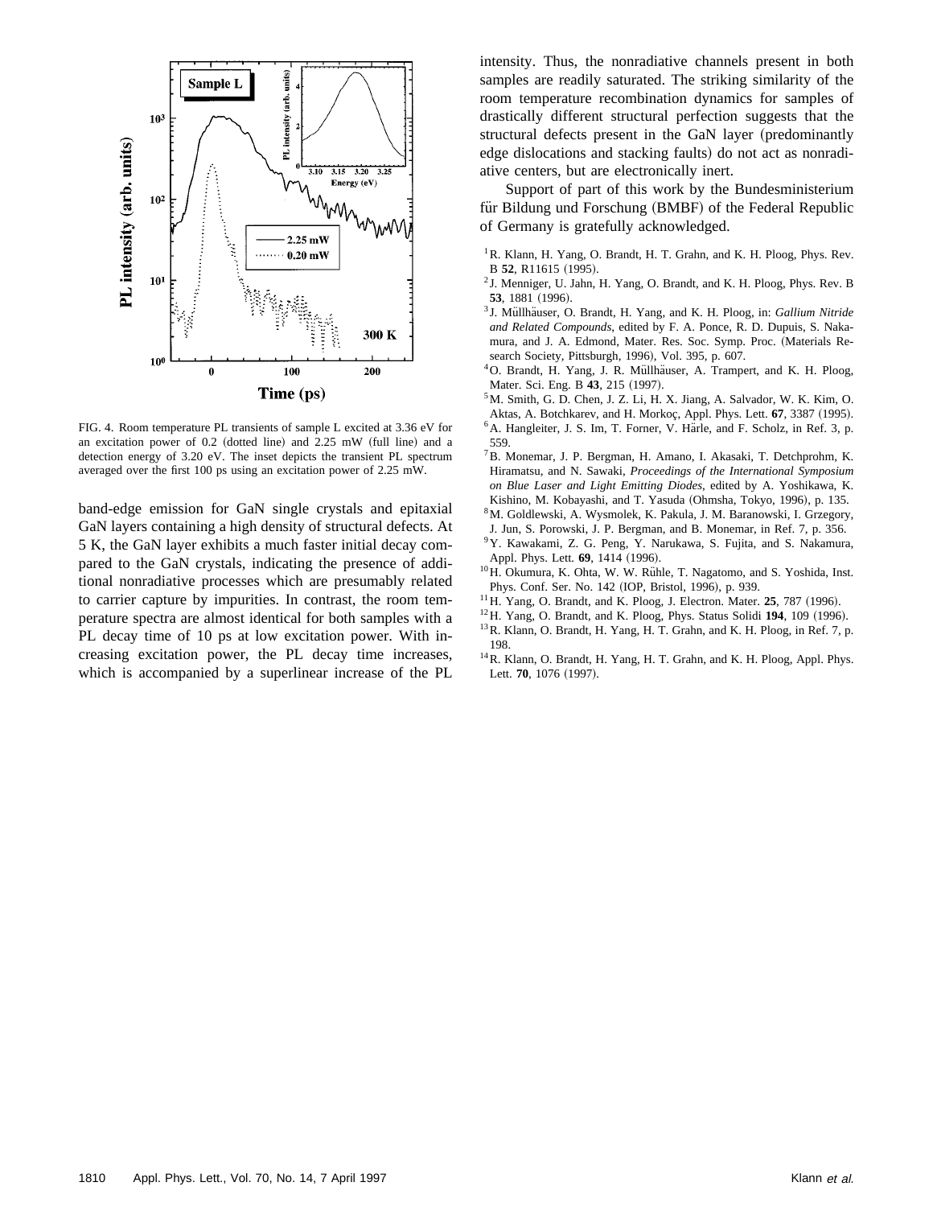Sample L

PL intensity (arb. units)

$10^3$

$10^2$

$10^1$

$10^0$

0

100

200

Time (ps)

2.25 mW

0.20 mW

300 K

PL intensity (arb. units)

4

2

0

3.10 3.15 3.20 3.25

Energy (eV)

FIG. 4. Room temperature PL transients of sample L excited at 3.36 eV for an excitation power of 0.2 (dotted line) and 2.25 mW (full line) and a detection energy of 3.20 eV. The inset depicts the transient PL spectrum averaged over the first 100 ps using an excitation power of 2.25 mW.

band-edge emission for GaN single crystals and epitaxial GaN layers containing a high density of structural defects. At 5 K, the GaN layer exhibits a much faster initial decay compared to the GaN crystals, indicating the presence of additional nonradiative processes which are presumably related to carrier capture by impurities. In contrast, the room temperature spectra are almost identical for both samples with a PL decay time of 10 ps at low excitation power. With increasing excitation power, the PL decay time increases, which is accompanied by a superlinear increase of the PL intensity. Thus, the nonradiative channels present in both samples are readily saturated. The striking similarity of the room temperature recombination dynamics for samples of drastically different structural perfection suggests that the structural defects present in the GaN layer (predominantly edge dislocations and stacking faults) do not act as nonradiative centers, but are electronically inert.

Support of part of this work by the Bundesministerium für Bildung und Forschung (BMBF) of the Federal Republic of Germany is gratefully acknowledged.

[1] R. Klann, H. Yang, O. Brandt, H. T. Grahn, and K. H. Ploog, Phys. Rev. B **52**, R11615 (1995).

[2] J. Menniger, U. Jahn, H. Yang, O. Brandt, and K. H. Ploog, Phys. Rev. B **53**, 1881 (1996).

[3] J. Müllhäuser, O. Brandt, H. Yang, and K. H. Ploog, in: *Gallium Nitride and Related Compounds*, edited by F. A. Ponce, R. D. Dupuis, S. Nakamura, and J. A. Edmond, Mater. Res. Soc. Symp. Proc. (Materials Research Society, Pittsburgh, 1996), Vol. 395, p. 607.

[4] O. Brandt, H. Yang, J. R. Müllhäuser, A. Trampert, and K. H. Ploog, Mater. Sci. Eng. B **43**, 215 (1997).

[5] M. Smith, G. D. Chen, J. Z. Li, H. X. Jiang, A. Salvador, W. K. Kim, O. Aktas, A. Botchkarev, and H. Morkoç, Appl. Phys. Lett. **67**, 3387 (1995).

[6] A. Hangleiter, J. S. Im, T. Forner, V. Härle, and F. Scholz, in Ref. 3, p. 559.

[7] B. Monemar, J. P. Bergman, H. Amano, I. Akasaki, T. Detchprohm, K. Hiramatsu, and N. Sawaki, *Proceedings of the International Symposium on Blue Laser and Light Emitting Diodes*, edited by A. Yoshikawa, K. Kishino, M. Kobayashi, and T. Yasuda (Ohmsha, Tokyo, 1996), p. 135.

[8] M. Goldlewski, A. Wysmolek, K. Pakula, J. M. Baranowski, I. Grzegory, J. Jun, S. Porowski, J. P. Bergman, and B. Monemar, in Ref. 7, p. 356.

[9] Y. Kawakami, Z. G. Peng, Y. Narukawa, S. Fujita, and S. Nakamura, Appl. Phys. Lett. **69**, 1414 (1996).

[10] H. Okumura, K. Ohta, W. W. Rühle, T. Nagatomo, and S. Yoshida, Inst. Phys. Conf. Ser. No. 142 (IOP, Bristol, 1996), p. 939.

[11] H. Yang, O. Brandt, and K. Ploog, J. Electron. Mater. **25**, 787 (1996).

[12] H. Yang, O. Brandt, and K. Ploog, Phys. Status Solidi **194**, 109 (1996).

[13] R. Klann, O. Brandt, H. Yang, H. T. Grahn, and K. H. Ploog, in Ref. 7, p. 198.

[14] R. Klann, O. Brandt, H. Yang, H. T. Grahn, and K. H. Ploog, Appl. Phys. Lett. **70**, 1076 (1997).